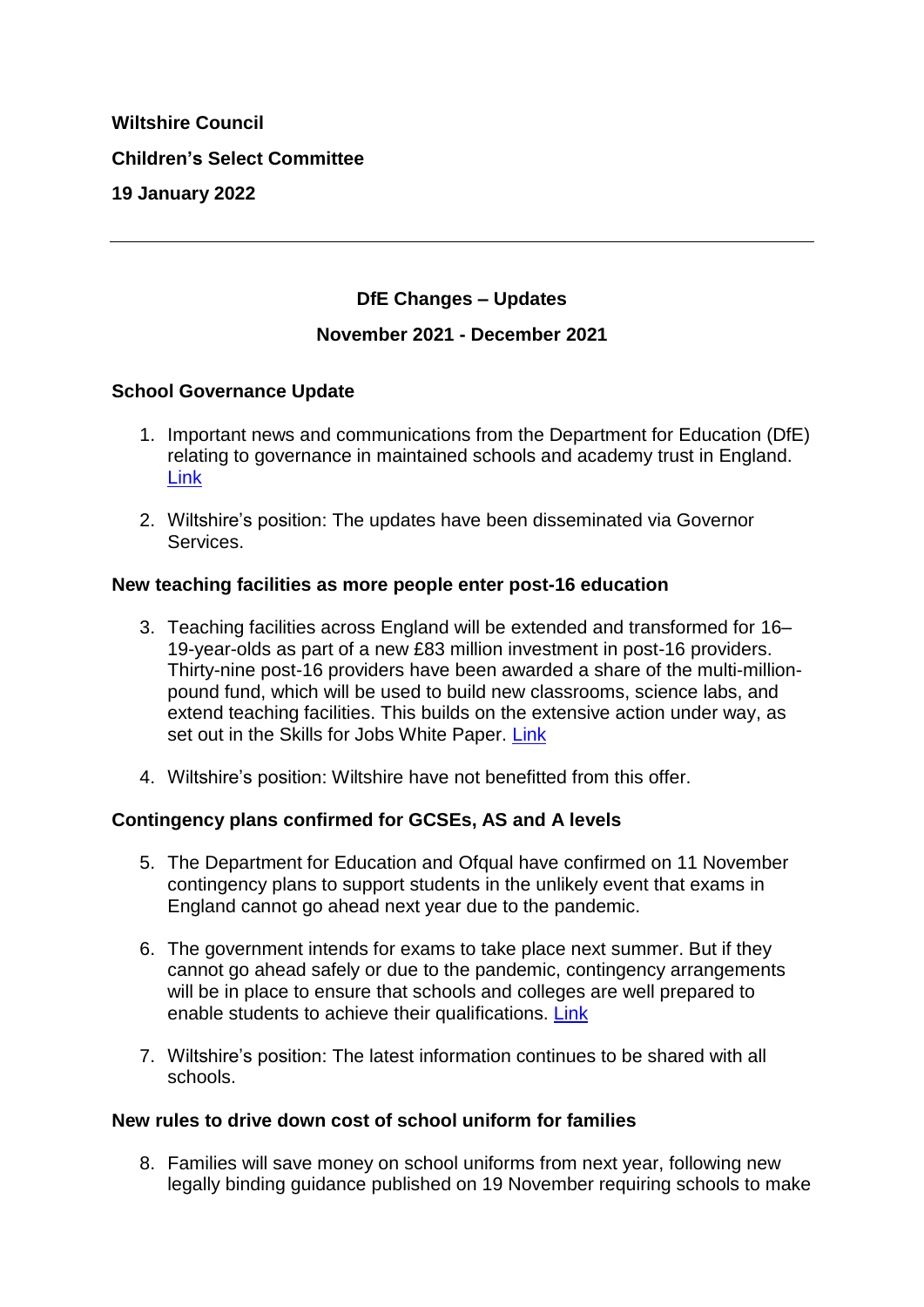**Wiltshire Council**

**Children's Select Committee**

**19 January 2022**

---

## DfE Changes – Updates

## November 2021 - December 2021

### School Governance Update

1. Important news and communications from the Department for Education (DfE) relating to governance in maintained schools and academy trust in England. Link

2. Wiltshire's position: The updates have been disseminated via Governor Services.

### New teaching facilities as more people enter post-16 education

3. Teaching facilities across England will be extended and transformed for 16–19-year-olds as part of a new £83 million investment in post-16 providers. Thirty-nine post-16 providers have been awarded a share of the multi-million-pound fund, which will be used to build new classrooms, science labs, and extend teaching facilities. This builds on the extensive action under way, as set out in the Skills for Jobs White Paper. Link

4. Wiltshire's position: Wiltshire have not benefitted from this offer.

### Contingency plans confirmed for GCSEs, AS and A levels

5. The Department for Education and Ofqual have confirmed on 11 November contingency plans to support students in the unlikely event that exams in England cannot go ahead next year due to the pandemic.

6. The government intends for exams to take place next summer. But if they cannot go ahead safely or due to the pandemic, contingency arrangements will be in place to ensure that schools and colleges are well prepared to enable students to achieve their qualifications. Link

7. Wiltshire's position: The latest information continues to be shared with all schools.

### New rules to drive down cost of school uniform for families

8. Families will save money on school uniforms from next year, following new legally binding guidance published on 19 November requiring schools to make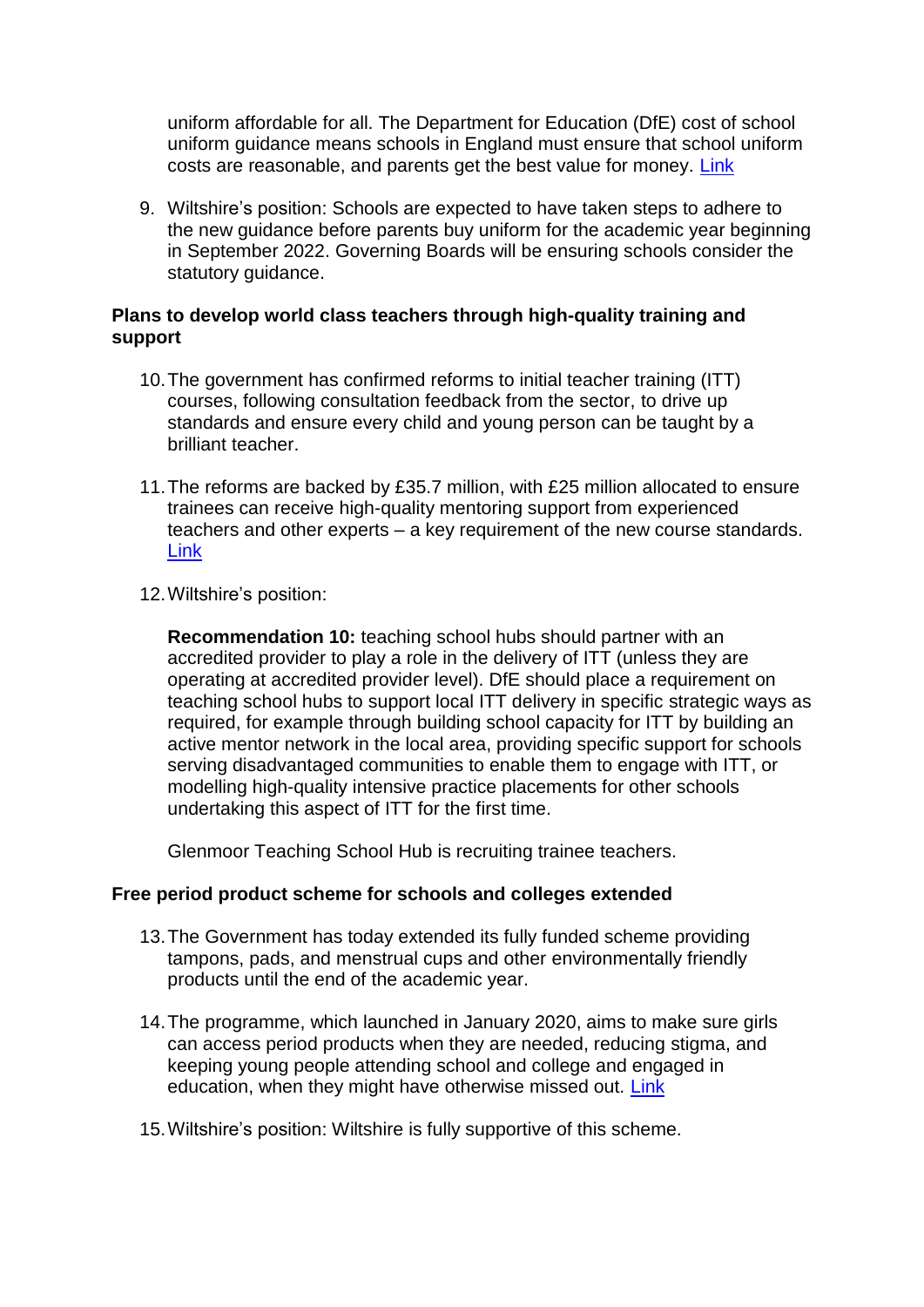uniform affordable for all. The Department for Education (DfE) cost of school uniform guidance means schools in England must ensure that school uniform costs are reasonable, and parents get the best value for money. Link

9. Wiltshire's position: Schools are expected to have taken steps to adhere to the new guidance before parents buy uniform for the academic year beginning in September 2022. Governing Boards will be ensuring schools consider the statutory guidance.

**Plans to develop world class teachers through high-quality training and support**

10. The government has confirmed reforms to initial teacher training (ITT) courses, following consultation feedback from the sector, to drive up standards and ensure every child and young person can be taught by a brilliant teacher.

11. The reforms are backed by £35.7 million, with £25 million allocated to ensure trainees can receive high-quality mentoring support from experienced teachers and other experts – a key requirement of the new course standards. Link

12. Wiltshire's position:

    **Recommendation 10:** teaching school hubs should partner with an accredited provider to play a role in the delivery of ITT (unless they are operating at accredited provider level). DfE should place a requirement on teaching school hubs to support local ITT delivery in specific strategic ways as required, for example through building school capacity for ITT by building an active mentor network in the local area, providing specific support for schools serving disadvantaged communities to enable them to engage with ITT, or modelling high-quality intensive practice placements for other schools undertaking this aspect of ITT for the first time.

    Glenmoor Teaching School Hub is recruiting trainee teachers.

**Free period product scheme for schools and colleges extended**

13. The Government has today extended its fully funded scheme providing tampons, pads, and menstrual cups and other environmentally friendly products until the end of the academic year.

14. The programme, which launched in January 2020, aims to make sure girls can access period products when they are needed, reducing stigma, and keeping young people attending school and college and engaged in education, when they might have otherwise missed out. Link

15. Wiltshire's position: Wiltshire is fully supportive of this scheme.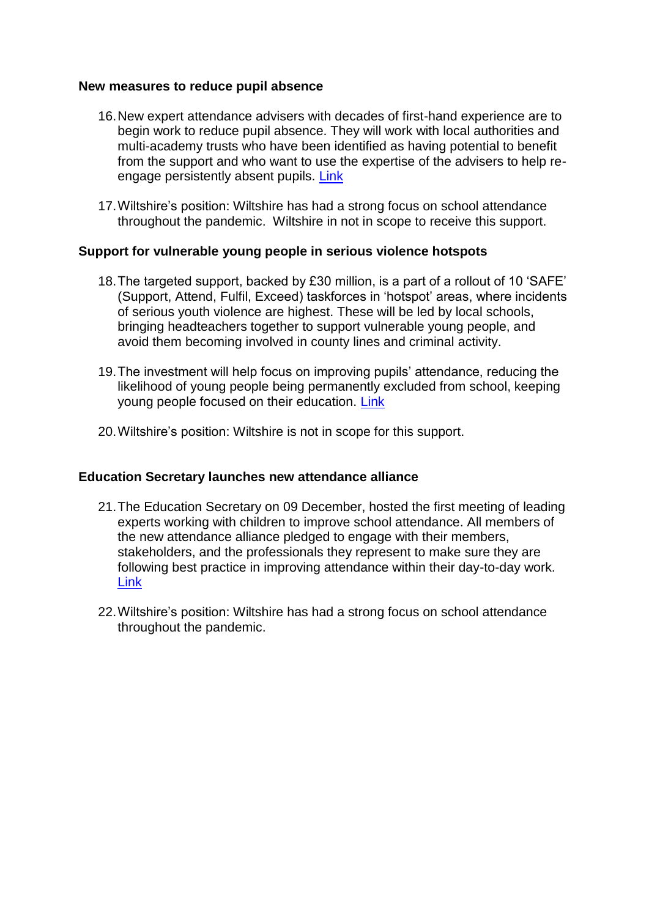**New measures to reduce pupil absence**

16. New expert attendance advisers with decades of first-hand experience are to begin work to reduce pupil absence. They will work with local authorities and multi-academy trusts who have been identified as having potential to benefit from the support and who want to use the expertise of the advisers to help re-engage persistently absent pupils. Link

17. Wiltshire's position: Wiltshire has had a strong focus on school attendance throughout the pandemic. Wiltshire in not in scope to receive this support.

**Support for vulnerable young people in serious violence hotspots**

18. The targeted support, backed by £30 million, is a part of a rollout of 10 'SAFE' (Support, Attend, Fulfil, Exceed) taskforces in 'hotspot' areas, where incidents of serious youth violence are highest. These will be led by local schools, bringing headteachers together to support vulnerable young people, and avoid them becoming involved in county lines and criminal activity.

19. The investment will help focus on improving pupils' attendance, reducing the likelihood of young people being permanently excluded from school, keeping young people focused on their education. Link

20. Wiltshire's position: Wiltshire is not in scope for this support.

**Education Secretary launches new attendance alliance**

21. The Education Secretary on 09 December, hosted the first meeting of leading experts working with children to improve school attendance. All members of the new attendance alliance pledged to engage with their members, stakeholders, and the professionals they represent to make sure they are following best practice in improving attendance within their day-to-day work. Link

22. Wiltshire's position: Wiltshire has had a strong focus on school attendance throughout the pandemic.